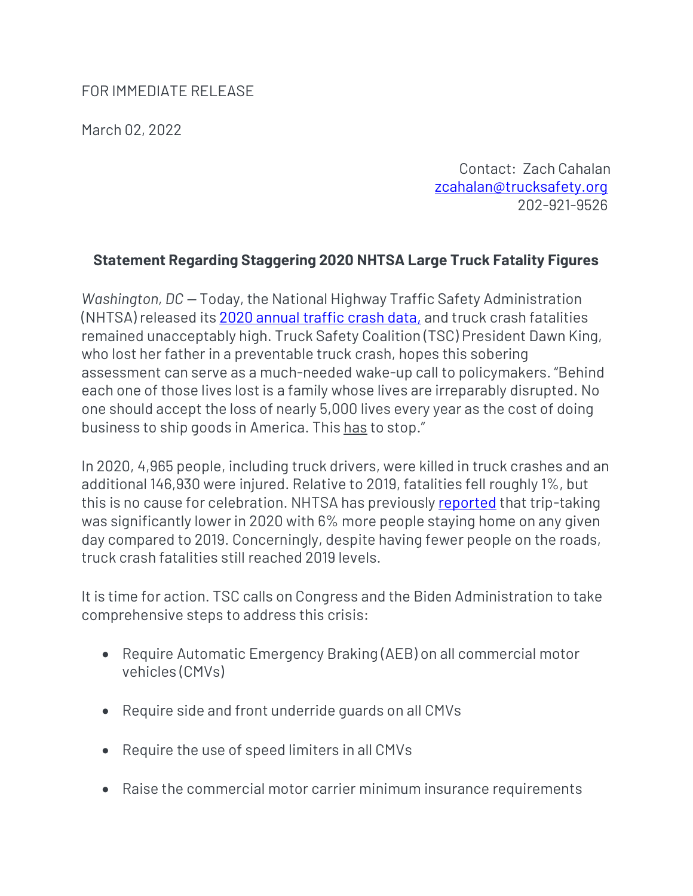FOR IMMEDIATE RELEASE

March 02, 2022

Contact: Zach Cahalan
zcahalan@trucksafety.org
202-921-9526

**Statement Regarding Staggering 2020 NHTSA Large Truck Fatality Figures**

*Washington, DC* — Today, the National Highway Traffic Safety Administration (NHTSA) released its 2020 annual traffic crash data, and truck crash fatalities remained unacceptably high. Truck Safety Coalition (TSC) President Dawn King, who lost her father in a preventable truck crash, hopes this sobering assessment can serve as a much-needed wake-up call to policymakers. "Behind each one of those lives lost is a family whose lives are irreparably disrupted. No one should accept the loss of nearly 5,000 lives every year as the cost of doing business to ship goods in America. This has to stop."

In 2020, 4,965 people, including truck drivers, were killed in truck crashes and an additional 146,930 were injured. Relative to 2019, fatalities fell roughly 1%, but this is no cause for celebration. NHTSA has previously reported that trip-taking was significantly lower in 2020 with 6% more people staying home on any given day compared to 2019. Concerningly, despite having fewer people on the roads, truck crash fatalities still reached 2019 levels.

It is time for action. TSC calls on Congress and the Biden Administration to take comprehensive steps to address this crisis:

- Require Automatic Emergency Braking (AEB) on all commercial motor vehicles (CMVs)
- Require side and front underride guards on all CMVs
- Require the use of speed limiters in all CMVs
- Raise the commercial motor carrier minimum insurance requirements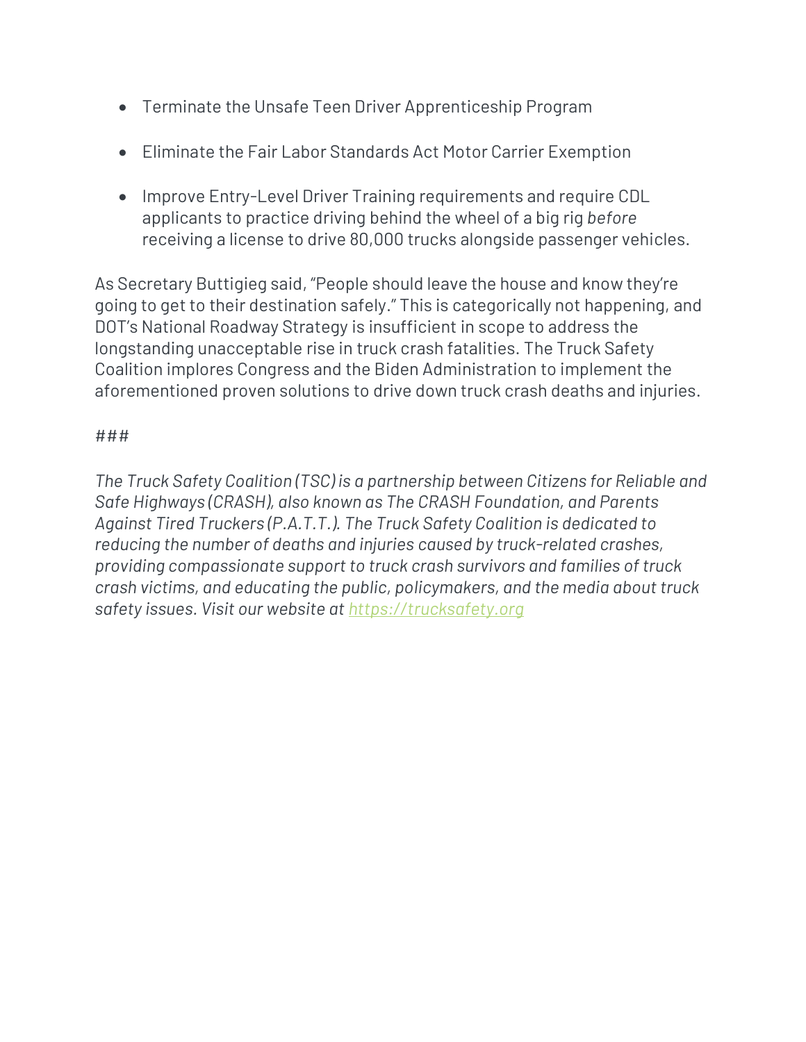- Terminate the Unsafe Teen Driver Apprenticeship Program
- Eliminate the Fair Labor Standards Act Motor Carrier Exemption
- Improve Entry-Level Driver Training requirements and require CDL applicants to practice driving behind the wheel of a big rig *before* receiving a license to drive 80,000 trucks alongside passenger vehicles.

As Secretary Buttigieg said, "People should leave the house and know they're going to get to their destination safely." This is categorically not happening, and DOT's National Roadway Strategy is insufficient in scope to address the longstanding unacceptable rise in truck crash fatalities. The Truck Safety Coalition implores Congress and the Biden Administration to implement the aforementioned proven solutions to drive down truck crash deaths and injuries.

###

*The Truck Safety Coalition (TSC) is a partnership between Citizens for Reliable and Safe Highways (CRASH), also known as The CRASH Foundation, and Parents Against Tired Truckers (P.A.T.T.). The Truck Safety Coalition is dedicated to reducing the number of deaths and injuries caused by truck-related crashes, providing compassionate support to truck crash survivors and families of truck crash victims, and educating the public, policymakers, and the media about truck safety issues. Visit our website at [https://trucksafety.org](https://trucksafety.org)*